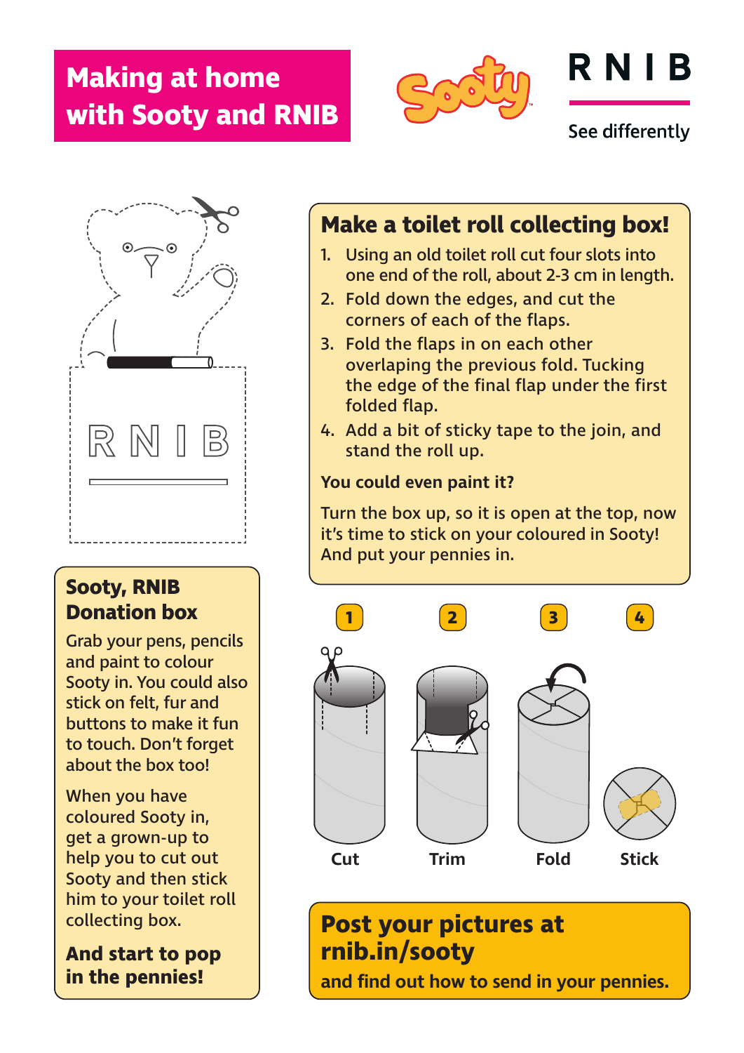# Making at home with Sooty and RNIB

Sooty

RNIB

See differently

RNIB

## Sooty, RNIB Donation box

Grab your pens, pencils and paint to colour Sooty in. You could also stick on felt, fur and buttons to make it fun to touch. Don't forget about the box too!

When you have coloured Sooty in, get a grown-up to help you to cut out Sooty and then stick him to your toilet roll collecting box.

**And start to pop in the pennies!**

## Make a toilet roll collecting box!

1. Using an old toilet roll cut four slots into one end of the roll, about 2-3 cm in length.
2. Fold down the edges, and cut the corners of each of the flaps.
3. Fold the flaps in on each other overlaping the previous fold. Tucking the edge of the final flap under the first folded flap.
4. Add a bit of sticky tape to the join, and stand the roll up.

**You could even paint it?**

Turn the box up, so it is open at the top, now it's time to stick on your coloured in Sooty! And put your pennies in.

1 Cut

2 Trim

3 Fold

4 Stick

## Post your pictures at rnib.in/sooty

**and find out how to send in your pennies.**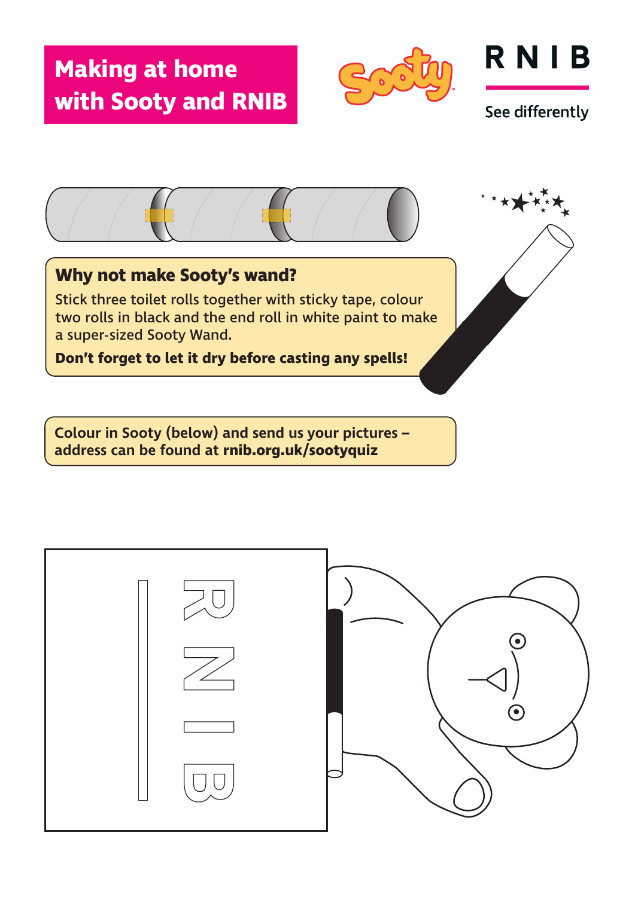# Making at home with Sooty and RNIB

RNIB

See differently

## Why not make Sooty's wand?

Stick three toilet rolls together with sticky tape, colour two rolls in black and the end roll in white paint to make a super-sized Sooty Wand.

**Don't forget to let it dry before casting any spells!**

Colour in Sooty (below) and send us your pictures – address can be found at **rnib.org.uk/sootyquiz**